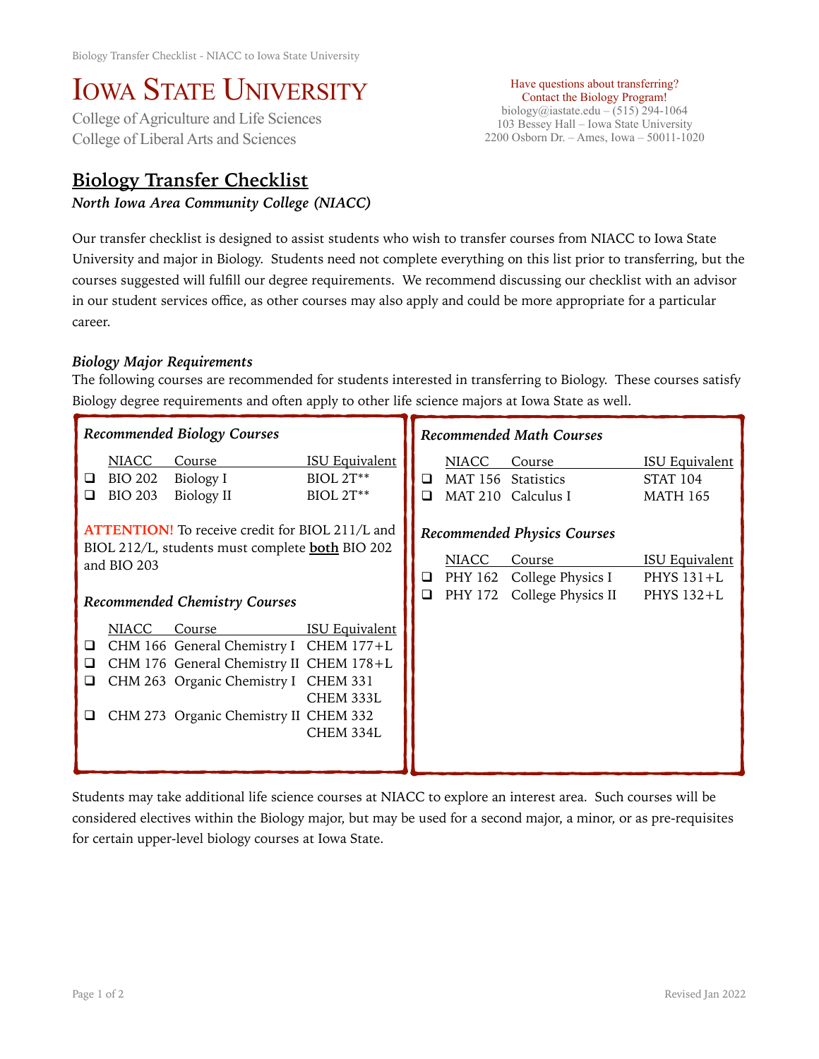# Iowa State University

College of Agriculture and Life Sciences
College of Liberal Arts and Sciences

Have questions about transferring?
Contact the Biology Program!
biology@iastate.edu – (515) 294-1064
103 Bessey Hall – Iowa State University
2200 Osborn Dr. – Ames, Iowa – 50011-1020

## Biology Transfer Checklist

***North Iowa Area Community College (NIACC)***

Our transfer checklist is designed to assist students who wish to transfer courses from NIACC to Iowa State University and major in Biology. Students need not complete everything on this list prior to transferring, but the courses suggested will fulfill our degree requirements. We recommend discussing our checklist with an advisor in our student services office, as other courses may also apply and could be more appropriate for a particular career.

### *Biology Major Requirements*

The following courses are recommended for students interested in transferring to Biology. These courses satisfy Biology degree requirements and often apply to other life science majors at Iowa State as well.

#### *Recommended Biology Courses*

| | NIACC | Course | ISU Equivalent |
|---|---|---|---|
| ❑ | BIO 202 | Biology I | BIOL 2T** |
| ❑ | BIO 203 | Biology II | BIOL 2T** |

**ATTENTION!** To receive credit for BIOL 211/L and BIOL 212/L, students must complete **both** BIO 202 and BIO 203

#### *Recommended Chemistry Courses*

| | NIACC | Course | ISU Equivalent |
|---|---|---|---|
| ❑ | CHM 166 | General Chemistry I | CHEM 177+L |
| ❑ | CHM 176 | General Chemistry II | CHEM 178+L |
| ❑ | CHM 263 | Organic Chemistry I | CHEM 331, CHEM 333L |
| ❑ | CHM 273 | Organic Chemistry II | CHEM 332, CHEM 334L |

#### *Recommended Math Courses*

| | NIACC | Course | ISU Equivalent |
|---|---|---|---|
| ❑ | MAT 156 | Statistics | STAT 104 |
| ❑ | MAT 210 | Calculus I | MATH 165 |

#### *Recommended Physics Courses*

| | NIACC | Course | ISU Equivalent |
|---|---|---|---|
| ❑ | PHY 162 | College Physics I | PHYS 131+L |
| ❑ | PHY 172 | College Physics II | PHYS 132+L |

Students may take additional life science courses at NIACC to explore an interest area. Such courses will be considered electives within the Biology major, but may be used for a second major, a minor, or as pre-requisites for certain upper-level biology courses at Iowa State.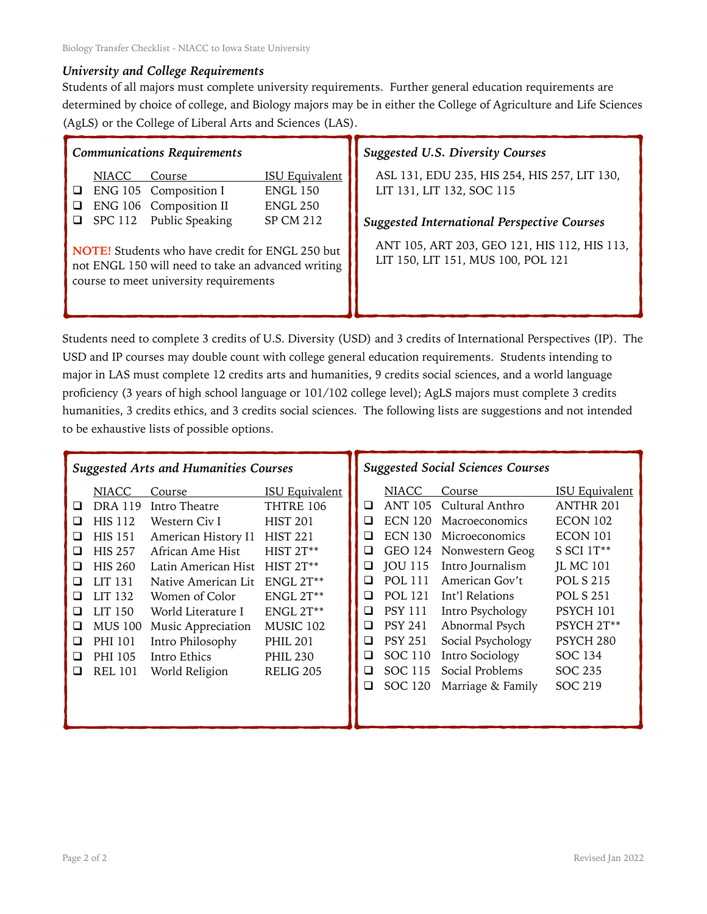### *University and College Requirements*

Students of all majors must complete university requirements. Further general education requirements are determined by choice of college, and Biology majors may be in either the College of Agriculture and Life Sciences (AgLS) or the College of Liberal Arts and Sciences (LAS).

#### *Communications Requirements*

| | NIACC | Course | ISU Equivalent |
|---|---|---|---|
| ❑ | ENG 105 | Composition I | ENGL 150 |
| ❑ | ENG 106 | Composition II | ENGL 250 |
| ❑ | SPC 112 | Public Speaking | SP CM 212 |

**NOTE!** Students who have credit for ENGL 250 but not ENGL 150 will need to take an advanced writing course to meet university requirements

#### *Suggested U.S. Diversity Courses*

ASL 131, EDU 235, HIS 254, HIS 257, LIT 130, LIT 131, LIT 132, SOC 115

#### *Suggested International Perspective Courses*

ANT 105, ART 203, GEO 121, HIS 112, HIS 113, LIT 150, LIT 151, MUS 100, POL 121

Students need to complete 3 credits of U.S. Diversity (USD) and 3 credits of International Perspectives (IP). The USD and IP courses may double count with college general education requirements. Students intending to major in LAS must complete 12 credits arts and humanities, 9 credits social sciences, and a world language proficiency (3 years of high school language or 101/102 college level); AgLS majors must complete 3 credits humanities, 3 credits ethics, and 3 credits social sciences. The following lists are suggestions and not intended to be exhaustive lists of possible options.

#### *Suggested Arts and Humanities Courses*

| | NIACC | Course | ISU Equivalent |
|---|---|---|---|
| ❑ | DRA 119 | Intro Theatre | THTRE 106 |
| ❑ | HIS 112 | Western Civ I | HIST 201 |
| ❑ | HIS 151 | American History I1 | HIST 221 |
| ❑ | HIS 257 | African Ame Hist | HIST 2T** |
| ❑ | HIS 260 | Latin American Hist | HIST 2T** |
| ❑ | LIT 131 | Native American Lit | ENGL 2T** |
| ❑ | LIT 132 | Women of Color | ENGL 2T** |
| ❑ | LIT 150 | World Literature I | ENGL 2T** |
| ❑ | MUS 100 | Music Appreciation | MUSIC 102 |
| ❑ | PHI 101 | Intro Philosophy | PHIL 201 |
| ❑ | PHI 105 | Intro Ethics | PHIL 230 |
| ❑ | REL 101 | World Religion | RELIG 205 |

#### *Suggested Social Sciences Courses*

| | NIACC | Course | ISU Equivalent |
|---|---|---|---|
| ❑ | ANT 105 | Cultural Anthro | ANTHR 201 |
| ❑ | ECN 120 | Macroeconomics | ECON 102 |
| ❑ | ECN 130 | Microeconomics | ECON 101 |
| ❑ | GEO 124 | Nonwestern Geog | S SCI 1T** |
| ❑ | JOU 115 | Intro Journalism | JL MC 101 |
| ❑ | POL 111 | American Gov't | POL S 215 |
| ❑ | POL 121 | Int'l Relations | POL S 251 |
| ❑ | PSY 111 | Intro Psychology | PSYCH 101 |
| ❑ | PSY 241 | Abnormal Psych | PSYCH 2T** |
| ❑ | PSY 251 | Social Psychology | PSYCH 280 |
| ❑ | SOC 110 | Intro Sociology | SOC 134 |
| ❑ | SOC 115 | Social Problems | SOC 235 |
| ❑ | SOC 120 | Marriage & Family | SOC 219 |